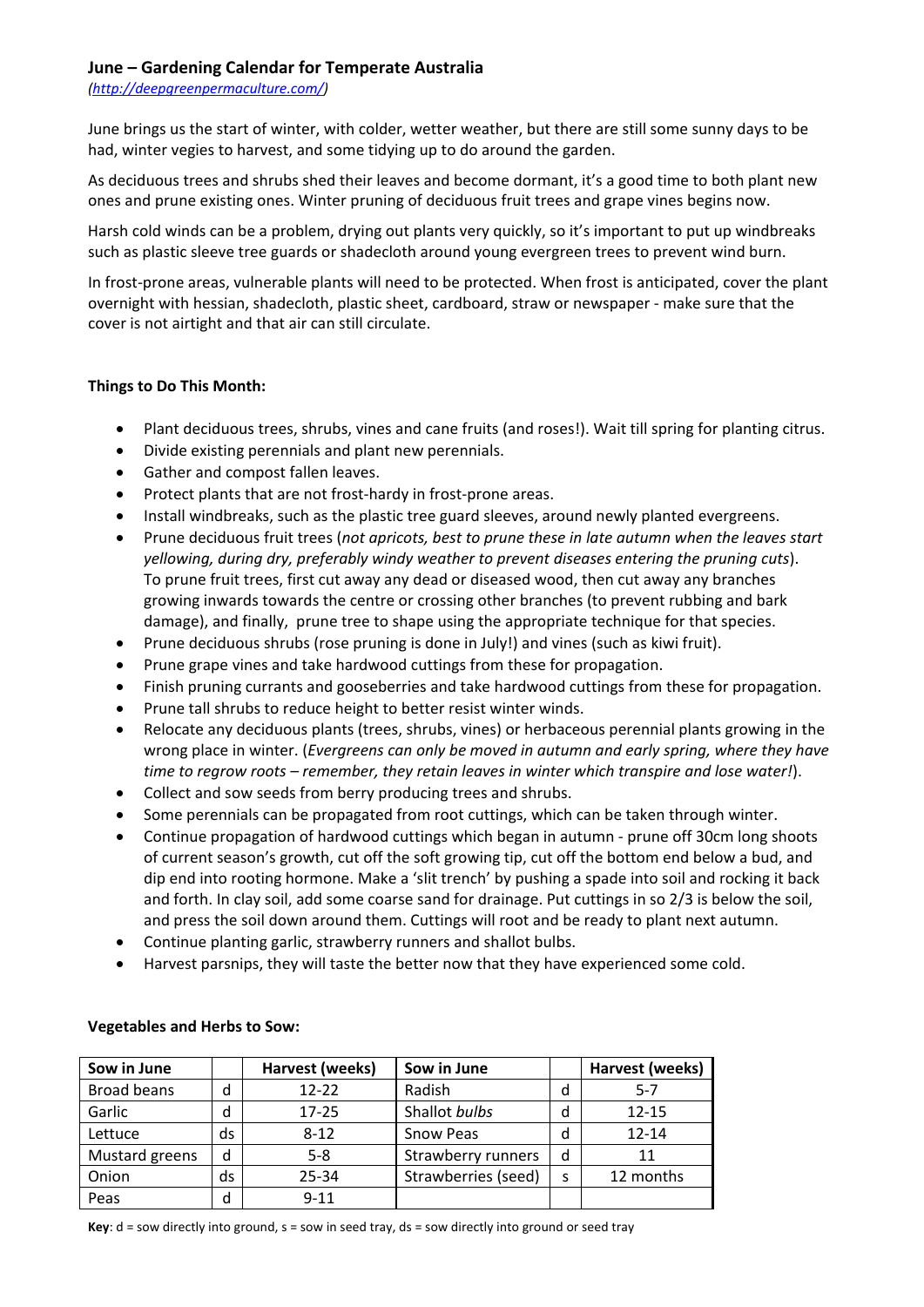## June – Gardening Calendar for Temperate Australia

*(http://deepgreenpermaculture.com/)*

June brings us the start of winter, with colder, wetter weather, but there are still some sunny days to be had, winter vegies to harvest, and some tidying up to do around the garden.

As deciduous trees and shrubs shed their leaves and become dormant, it's a good time to both plant new ones and prune existing ones. Winter pruning of deciduous fruit trees and grape vines begins now.

Harsh cold winds can be a problem, drying out plants very quickly, so it's important to put up windbreaks such as plastic sleeve tree guards or shadecloth around young evergreen trees to prevent wind burn.

In frost-prone areas, vulnerable plants will need to be protected. When frost is anticipated, cover the plant overnight with hessian, shadecloth, plastic sheet, cardboard, straw or newspaper - make sure that the cover is not airtight and that air can still circulate.

**Things to Do This Month:**

- Plant deciduous trees, shrubs, vines and cane fruits (and roses!). Wait till spring for planting citrus.
- Divide existing perennials and plant new perennials.
- Gather and compost fallen leaves.
- Protect plants that are not frost-hardy in frost-prone areas.
- Install windbreaks, such as the plastic tree guard sleeves, around newly planted evergreens.
- Prune deciduous fruit trees (*not apricots, best to prune these in late autumn when the leaves start yellowing, during dry, preferably windy weather to prevent diseases entering the pruning cuts*). To prune fruit trees, first cut away any dead or diseased wood, then cut away any branches growing inwards towards the centre or crossing other branches (to prevent rubbing and bark damage), and finally, prune tree to shape using the appropriate technique for that species.
- Prune deciduous shrubs (rose pruning is done in July!) and vines (such as kiwi fruit).
- Prune grape vines and take hardwood cuttings from these for propagation.
- Finish pruning currants and gooseberries and take hardwood cuttings from these for propagation.
- Prune tall shrubs to reduce height to better resist winter winds.
- Relocate any deciduous plants (trees, shrubs, vines) or herbaceous perennial plants growing in the wrong place in winter. (*Evergreens can only be moved in autumn and early spring, where they have time to regrow roots – remember, they retain leaves in winter which transpire and lose water!*).
- Collect and sow seeds from berry producing trees and shrubs.
- Some perennials can be propagated from root cuttings, which can be taken through winter.
- Continue propagation of hardwood cuttings which began in autumn - prune off 30cm long shoots of current season's growth, cut off the soft growing tip, cut off the bottom end below a bud, and dip end into rooting hormone. Make a 'slit trench' by pushing a spade into soil and rocking it back and forth. In clay soil, add some coarse sand for drainage. Put cuttings in so 2/3 is below the soil, and press the soil down around them. Cuttings will root and be ready to plant next autumn.
- Continue planting garlic, strawberry runners and shallot bulbs.
- Harvest parsnips, they will taste the better now that they have experienced some cold.

**Vegetables and Herbs to Sow:**

| Sow in June | | Harvest (weeks) | Sow in June | | Harvest (weeks) |
|---|---|---|---|---|---|
| Broad beans | d | 12-22 | Radish | d | 5-7 |
| Garlic | d | 17-25 | Shallot *bulbs* | d | 12-15 |
| Lettuce | ds | 8-12 | Snow Peas | d | 12-14 |
| Mustard greens | d | 5-8 | Strawberry runners | d | 11 |
| Onion | ds | 25-34 | Strawberries (seed) | s | 12 months |
| Peas | d | 9-11 | | | |

**Key**: d = sow directly into ground, s = sow in seed tray, ds = sow directly into ground or seed tray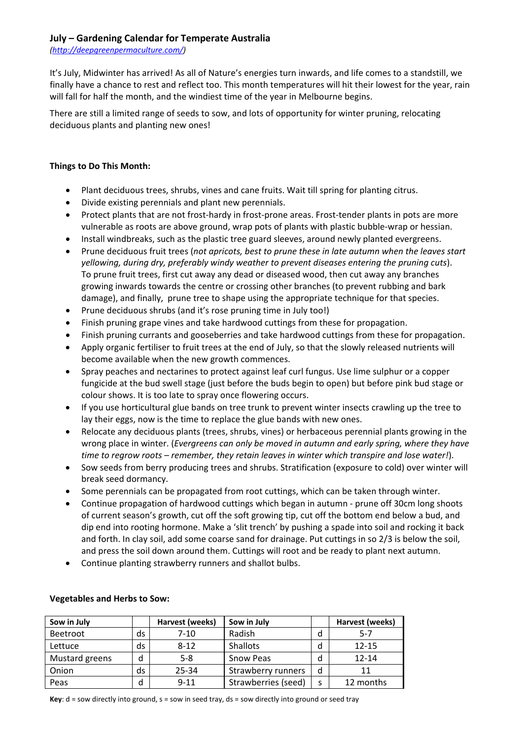## July – Gardening Calendar for Temperate Australia

*(http://deepgreenpermaculture.com/)*

It's July, Midwinter has arrived! As all of Nature's energies turn inwards, and life comes to a standstill, we finally have a chance to rest and reflect too. This month temperatures will hit their lowest for the year, rain will fall for half the month, and the windiest time of the year in Melbourne begins.

There are still a limited range of seeds to sow, and lots of opportunity for winter pruning, relocating deciduous plants and planting new ones!

**Things to Do This Month:**

- Plant deciduous trees, shrubs, vines and cane fruits. Wait till spring for planting citrus.
- Divide existing perennials and plant new perennials.
- Protect plants that are not frost-hardy in frost-prone areas. Frost-tender plants in pots are more vulnerable as roots are above ground, wrap pots of plants with plastic bubble-wrap or hessian.
- Install windbreaks, such as the plastic tree guard sleeves, around newly planted evergreens.
- Prune deciduous fruit trees (*not apricots, best to prune these in late autumn when the leaves start yellowing, during dry, preferably windy weather to prevent diseases entering the pruning cuts*). To prune fruit trees, first cut away any dead or diseased wood, then cut away any branches growing inwards towards the centre or crossing other branches (to prevent rubbing and bark damage), and finally, prune tree to shape using the appropriate technique for that species.
- Prune deciduous shrubs (and it's rose pruning time in July too!)
- Finish pruning grape vines and take hardwood cuttings from these for propagation.
- Finish pruning currants and gooseberries and take hardwood cuttings from these for propagation.
- Apply organic fertiliser to fruit trees at the end of July, so that the slowly released nutrients will become available when the new growth commences.
- Spray peaches and nectarines to protect against leaf curl fungus. Use lime sulphur or a copper fungicide at the bud swell stage (just before the buds begin to open) but before pink bud stage or colour shows. It is too late to spray once flowering occurs.
- If you use horticultural glue bands on tree trunk to prevent winter insects crawling up the tree to lay their eggs, now is the time to replace the glue bands with new ones.
- Relocate any deciduous plants (trees, shrubs, vines) or herbaceous perennial plants growing in the wrong place in winter. (*Evergreens can only be moved in autumn and early spring, where they have time to regrow roots – remember, they retain leaves in winter which transpire and lose water!*).
- Sow seeds from berry producing trees and shrubs. Stratification (exposure to cold) over winter will break seed dormancy.
- Some perennials can be propagated from root cuttings, which can be taken through winter.
- Continue propagation of hardwood cuttings which began in autumn - prune off 30cm long shoots of current season's growth, cut off the soft growing tip, cut off the bottom end below a bud, and dip end into rooting hormone. Make a 'slit trench' by pushing a spade into soil and rocking it back and forth. In clay soil, add some coarse sand for drainage. Put cuttings in so 2/3 is below the soil, and press the soil down around them. Cuttings will root and be ready to plant next autumn.
- Continue planting strawberry runners and shallot bulbs.

**Vegetables and Herbs to Sow:**

| Sow in July | | Harvest (weeks) | Sow in July | | Harvest (weeks) |
|---|---|---|---|---|---|
| Beetroot | ds | 7-10 | Radish | d | 5-7 |
| Lettuce | ds | 8-12 | Shallots | d | 12-15 |
| Mustard greens | d | 5-8 | Snow Peas | d | 12-14 |
| Onion | ds | 25-34 | Strawberry runners | d | 11 |
| Peas | d | 9-11 | Strawberries (seed) | s | 12 months |

**Key**: d = sow directly into ground, s = sow in seed tray, ds = sow directly into ground or seed tray